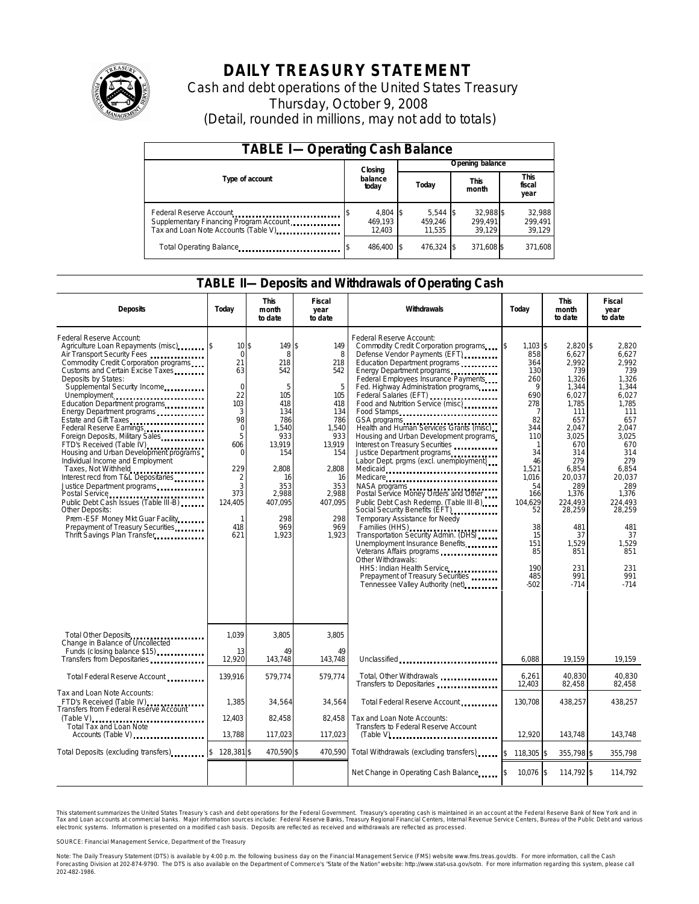# DAILY TREASURY STATEMENT

Cash and debt operations of the United States Treasury
Thursday, October 9, 2008
(Detail, rounded in millions, may not add to totals)

## TABLE I—Operating Cash Balance

| Type of account | Closing balance today | Opening balance Today | Opening balance This month | Opening balance This fiscal year |
|---|---|---|---|---|
| Federal Reserve Account | $ 4,804 | $ 5,544 | $ 32,988 | $ 32,988 |
| Supplementary Financing Program Account | 469,193 | 459,246 | 299,491 | 299,491 |
| Tax and Loan Note Accounts (Table V) | 12,403 | 11,535 | 39,129 | 39,129 |
| Total Operating Balance | $ 486,400 | $ 476,324 | $ 371,608 | $ 371,608 |

## TABLE II—Deposits and Withdrawals of Operating Cash

| Deposits | Today | This month to date | Fiscal year to date |
|---|---|---|---|
| Federal Reserve Account: | | | |
| Agriculture Loan Repayments (misc) | $ 10 | $ 149 | $ 149 |
| Air Transport Security Fees | 0 | 8 | 8 |
| Commodity Credit Corporation programs | 21 | 218 | 218 |
| Customs and Certain Excise Taxes | 63 | 542 | 542 |
| Deposits by States: | | | |
| Supplemental Security Income | 0 | 5 | 5 |
| Unemployment | 22 | 105 | 105 |
| Education Department programs | 103 | 418 | 418 |
| Energy Department programs | 3 | 134 | 134 |
| Estate and Gift Taxes | 98 | 786 | 786 |
| Federal Reserve Earnings | 0 | 1,540 | 1,540 |
| Foreign Deposits, Military Sales | 5 | 933 | 933 |
| FTD's Received (Table IV) | 606 | 13,919 | 13,919 |
| Housing and Urban Development programs | 0 | 154 | 154 |
| Individual Income and Employment Taxes, Not Withheld | 229 | 2,808 | 2,808 |
| Interest recd from T&L Depositaries | 2 | 16 | 16 |
| Justice Department programs | 3 | 353 | 353 |
| Postal Service | 373 | 2,988 | 2,988 |
| Public Debt Cash Issues (Table III-B) | 124,405 | 407,095 | 407,095 |
| Other Deposits: | | | |
| Prem-ESF Money Mkt Guar Facility | 1 | 298 | 298 |
| Prepayment of Treasury Securities | 418 | 969 | 969 |
| Thrift Savings Plan Transfer | 621 | 1,923 | 1,923 |
| Total Other Deposits | 1,039 | 3,805 | 3,805 |
| Change in Balance of Uncollected Funds (closing balance $15) | 13 | 49 | 49 |
| Transfers from Depositaries | 12,920 | 143,748 | 143,748 |
| Total Federal Reserve Account | 139,916 | 579,774 | 579,774 |
| Tax and Loan Note Accounts: | | | |
| FTD's Received (Table IV) | 1,385 | 34,564 | 34,564 |
| Transfers from Federal Reserve Account (Table V) | 12,403 | 82,458 | 82,458 |
| Total Tax and Loan Note Accounts (Table V) | 13,788 | 117,023 | 117,023 |
| Total Deposits (excluding transfers) | $ 128,381 | $ 470,590 | $ 470,590 |

| Withdrawals | Today | This month to date | Fiscal year to date |
|---|---|---|---|
| Federal Reserve Account: | | | |
| Commodity Credit Corporation programs | $ 1,103 | $ 2,820 | $ 2,820 |
| Defense Vendor Payments (EFT) | 858 | 6,627 | 6,627 |
| Education Department programs | 364 | 2,992 | 2,992 |
| Energy Department programs | 130 | 739 | 739 |
| Federal Employees Insurance Payments | 260 | 1,326 | 1,326 |
| Fed. Highway Administration programs | 9 | 1,344 | 1,344 |
| Federal Salaries (EFT) | 690 | 6,027 | 6,027 |
| Food and Nutrition Service (misc) | 278 | 1,785 | 1,785 |
| Food Stamps | 7 | 111 | 111 |
| GSA programs | 82 | 657 | 657 |
| Health and Human Services Grants (misc) | 344 | 2,047 | 2,047 |
| Housing and Urban Development programs | 110 | 3,025 | 3,025 |
| Interest on Treasury Securities | 1 | 670 | 670 |
| Justice Department programs | 34 | 314 | 314 |
| Labor Dept. prgms (excl. unemployment) | 46 | 279 | 279 |
| Medicaid | 1,521 | 6,854 | 6,854 |
| Medicare | 1,016 | 20,037 | 20,037 |
| NASA programs | 54 | 289 | 289 |
| Postal Service Money Orders and Other | 166 | 1,376 | 1,376 |
| Public Debt Cash Redemp. (Table III-B) | 104,629 | 224,493 | 224,493 |
| Social Security Benefits (EFT) | 52 | 28,259 | 28,259 |
| Temporary Assistance for Needy Families (HHS) | 38 | 481 | 481 |
| Transportation Security Admin. (DHS) | 15 | 37 | 37 |
| Unemployment Insurance Benefits | 151 | 1,529 | 1,529 |
| Veterans Affairs programs | 85 | 851 | 851 |
| Other Withdrawals: | | | |
| HHS: Indian Health Service | 190 | 231 | 231 |
| Prepayment of Treasury Securities | 485 | 991 | 991 |
| Tennessee Valley Authority (net) | -502 | -714 | -714 |
| Unclassified | 6,088 | 19,159 | 19,159 |
| Total, Other Withdrawals | 6,261 | 40,830 | 40,830 |
| Transfers to Depositaries | 12,403 | 82,458 | 82,458 |
| Total Federal Reserve Account | 130,708 | 438,257 | 438,257 |
| Tax and Loan Note Accounts: | | | |
| Transfers to Federal Reserve Account (Table V) | 12,920 | 143,748 | 143,748 |
| Total Withdrawals (excluding transfers) | $ 118,305 | $ 355,798 | $ 355,798 |
| Net Change in Operating Cash Balance | $ 10,076 | $ 114,792 | $ 114,792 |

This statement summarizes the United States Treasury's cash and debt operations for the Federal Government. Treasury's operating cash is maintained in an account at the Federal Reserve Bank of New York and in Tax and Loan accounts at commercial banks. Major information sources include: Federal Reserve Banks, Treasury Regional Financial Centers, Internal Revenue Service Centers, Bureau of the Public Debt and various electronic systems. Information is presented on a modified cash basis. Deposits are reflected as received and withdrawals are reflected as processed.

SOURCE: Financial Management Service, Department of the Treasury

Note: The Daily Treasury Statement (DTS) is available by 4:00 p.m. the following business day on the Financial Management Service (FMS) website www.fms.treas.gov/dts. For more information, call the Cash Forecasting Division at 202-874-9790. The DTS is also available on the Department of Commerce's "State of the Nation" website: http://www.stat-usa.gov/sotn. For more information regarding this system, please call 202-482-1986.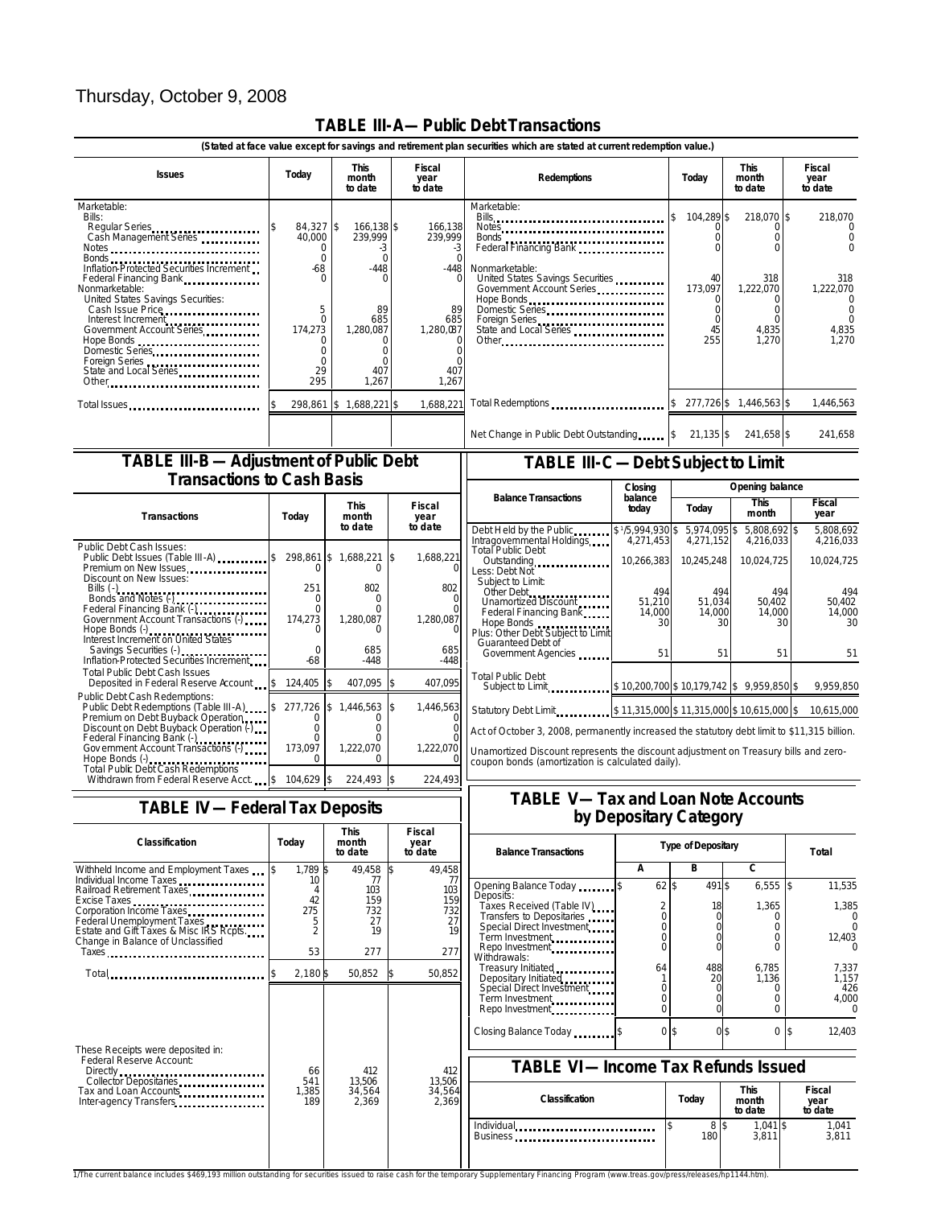Thursday, October 9, 2008

## TABLE III-A — Public Debt Transactions

(Stated at face value except for savings and retirement plan securities which are stated at current redemption value.)

| Issues | Today | This month to date | Fiscal year to date | Redemptions | Today | This month to date | Fiscal year to date |
|---|---|---|---|---|---|---|---|
| Marketable: | | | | Marketable: | | | |
| Bills: | | | | Bills | $ 104,289 | $ 218,070 | $ 218,070 |
| Regular Series | $ 84,327 | $ 166,138 | $ 166,138 | Notes | 0 | 0 | 0 |
| Cash Management Series | 40,000 | 239,999 | 239,999 | Bonds | 0 | 0 | 0 |
| Notes | 0 | -3 | -3 | Federal Financing Bank | 0 | 0 | 0 |
| Bonds | 0 | 0 | 0 | | | | |
| Inflation-Protected Securities Increment | -68 | -448 | -448 | Nonmarketable: | | | |
| Federal Financing Bank | 0 | 0 | 0 | United States Savings Securities | 40 | 318 | 318 |
| Nonmarketable: | | | | Government Account Series | 173,097 | 1,222,070 | 1,222,070 |
| United States Savings Securities: | | | | Hope Bonds | 0 | 0 | 0 |
| Cash Issue Price | 5 | 89 | 89 | Domestic Series | 0 | 0 | 0 |
| Interest Increment | 0 | 685 | 685 | Foreign Series | 0 | 0 | 0 |
| Government Account Series | 174,273 | 1,280,087 | 1,280,087 | State and Local Series | 45 | 4,835 | 4,835 |
| Hope Bonds | 0 | 0 | 0 | Other | 255 | 1,270 | 1,270 |
| Domestic Series | 0 | 0 | 0 | | | | |
| Foreign Series | 0 | 0 | 0 | | | | |
| State and Local Series | 29 | 407 | 407 | | | | |
| Other | 295 | 1,267 | 1,267 | | | | |
| Total Issues | $ 298,861 | $ 1,688,221 | $ 1,688,221 | Total Redemptions | $ 277,726 | $ 1,446,563 | $ 1,446,563 |
| | | | | Net Change in Public Debt Outstanding | $ 21,135 | $ 241,658 | $ 241,658 |

## TABLE III-B — Adjustment of Public Debt Transactions to Cash Basis

| Transactions | Today | This month to date | Fiscal year to date |
|---|---|---|---|
| Public Debt Cash Issues: | | | |
| Public Debt Issues (Table III-A) | $ 298,861 | $ 1,688,221 | $ 1,688,221 |
| Premium on New Issues | 0 | 0 | 0 |
| Discount on New Issues: | | | |
| Bills (-) | 251 | 802 | 802 |
| Bonds and Notes (-) | 0 | 0 | 0 |
| Federal Financing Bank (-) | 0 | 0 | 0 |
| Government Account Transactions (-) | 174,273 | 1,280,087 | 1,280,087 |
| Hope Bonds (-) | 0 | 0 | 0 |
| Interest Increment on United States Savings Securities (-) | 0 | 685 | 685 |
| Inflation-Protected Securities Increment | -68 | -448 | -448 |
| Total Public Debt Cash Issues Deposited in Federal Reserve Account | $ 124,405 | $ 407,095 | $ 407,095 |
| Public Debt Cash Redemptions: | | | |
| Public Debt Redemptions (Table III-A) | $ 277,726 | $ 1,446,563 | $ 1,446,563 |
| Premium on Debt Buyback Operation | 0 | 0 | 0 |
| Discount on Debt Buyback Operation (-) | 0 | 0 | 0 |
| Federal Financing Bank (-) | 0 | 0 | 0 |
| Government Account Transactions (-) | 173,097 | 1,222,070 | 1,222,070 |
| Hope Bonds (-) | 0 | 0 | 0 |
| Total Public Debt Cash Redemptions Withdrawn from Federal Reserve Acct. | $ 104,629 | $ 224,493 | $ 224,493 |

## TABLE III-C — Debt Subject to Limit

| Balance Transactions | Closing balance today | Opening balance Today | Opening balance This month | Opening balance Fiscal year |
|---|---|---|---|---|
| Debt Held by the Public | $ 1/5,994,930 | $ 5,974,095 | $ 5,808,692 | $ 5,808,692 |
| Intragovernmental Holdings | 4,271,453 | 4,271,152 | 4,216,033 | 4,216,033 |
| Total Public Debt Outstanding | 10,266,383 | 10,245,248 | 10,024,725 | 10,024,725 |
| Less: Debt Not Subject to Limit: | | | | |
| Other Debt | 494 | 494 | 494 | 494 |
| Unamortized Discount | 51,210 | 51,034 | 50,402 | 50,402 |
| Federal Financing Bank | 14,000 | 14,000 | 14,000 | 14,000 |
| Hope Bonds | 30 | 30 | 30 | 30 |
| Plus: Other Debt Subject to Limit Guaranteed Debt of Government Agencies | 51 | 51 | 51 | 51 |
| Total Public Debt Subject to Limit | $ 10,200,700 | $ 10,179,742 | $ 9,959,850 | $ 9,959,850 |
| Statutory Debt Limit | $ 11,315,000 | $ 11,315,000 | $ 10,615,000 | $ 10,615,000 |

Act of October 3, 2008, permanently increased the statutory debt limit to $11,315 billion.

Unamortized Discount represents the discount adjustment on Treasury bills and zero-coupon bonds (amortization is calculated daily).

## TABLE IV — Federal Tax Deposits

| Classification | Today | This month to date | Fiscal year to date |
|---|---|---|---|
| Withheld Income and Employment Taxes | $ 1,789 | $ 49,458 | $ 49,458 |
| Individual Income Taxes | 10 | 77 | 77 |
| Railroad Retirement Taxes | 4 | 103 | 103 |
| Excise Taxes | 42 | 159 | 159 |
| Corporation Income Taxes | 275 | 732 | 732 |
| Federal Unemployment Taxes | 5 | 27 | 27 |
| Estate and Gift Taxes & Misc IRS Rcpts. | 2 | 19 | 19 |
| Change in Balance of Unclassified Taxes | 53 | 277 | 277 |
| Total | $ 2,180 | $ 50,852 | $ 50,852 |
| These Receipts were deposited in: | | | |
| Federal Reserve Account: | | | |
| Directly | 66 | 412 | 412 |
| Collector Depositaries | 541 | 13,506 | 13,506 |
| Tax and Loan Accounts | 1,385 | 34,564 | 34,564 |
| Inter-agency Transfers | 189 | 2,369 | 2,369 |

## TABLE V — Tax and Loan Note Accounts by Depositary Category

| Balance Transactions | Type of Depositary A | Type of Depositary B | Type of Depositary C | Total |
|---|---|---|---|---|
| Opening Balance Today | $ 62 | $ 491 | $ 6,555 | $ 11,535 |
| Deposits: | | | | |
| Taxes Received (Table IV) | 2 | 18 | 1,365 | 1,385 |
| Transfers to Depositaries | 0 | 0 | 0 | 0 |
| Special Direct Investment | 0 | 0 | 0 | 0 |
| Term Investment | 0 | 0 | 0 | 12,403 |
| Repo Investment | 0 | 0 | 0 | 0 |
| Withdrawals: | | | | |
| Treasury Initiated | 64 | 488 | 6,785 | 7,337 |
| Depositary Initiated | 1 | 20 | 1,136 | 1,157 |
| Special Direct Investment | 0 | 0 | 0 | 426 |
| Term Investment | 0 | 0 | 0 | 4,000 |
| Repo Investment | 0 | 0 | 0 | 0 |
| Closing Balance Today | $ 0 | $ 0 | $ 0 | $ 12,403 |

## TABLE VI — Income Tax Refunds Issued

| Classification | Today | This month to date | Fiscal year to date |
|---|---|---|---|
| Individual | $ 8 | $ 1,041 | $ 1,041 |
| Business | 180 | 3,811 | 3,811 |

1/The current balance includes $469,193 million outstanding for securities issued to raise cash for the temporary Supplementary Financing Program (www.treas.gov/press/releases/hp1144.htm).